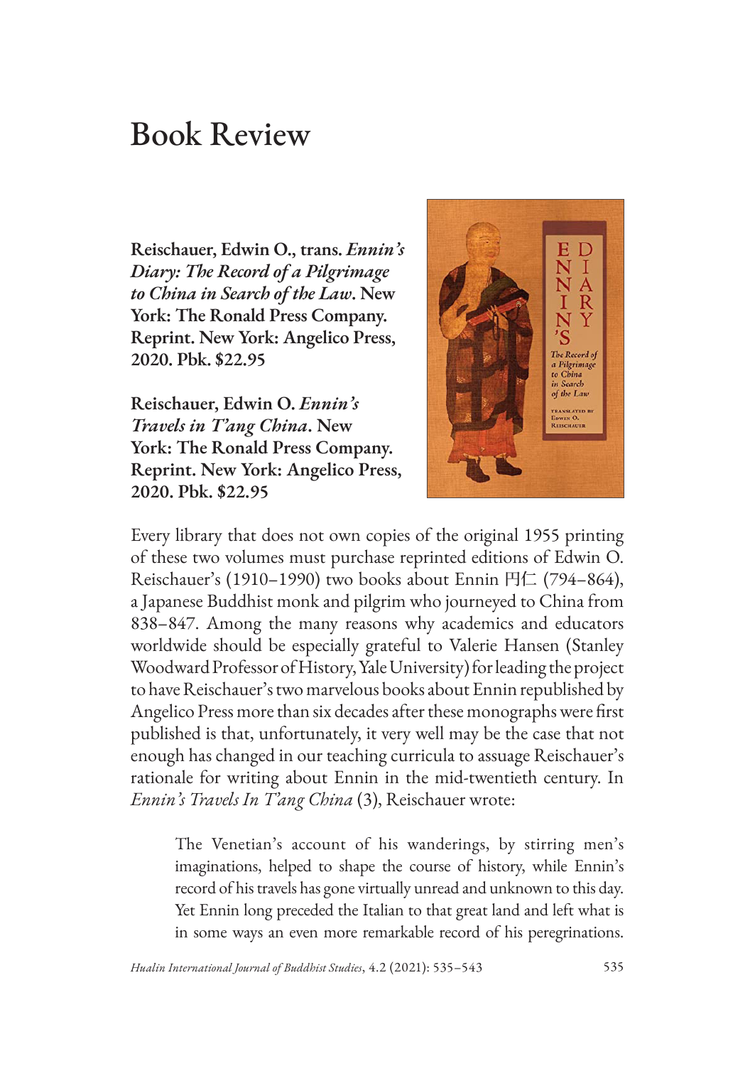# Book Review

**Reischauer, Edwin O., trans.** ***Ennin's Diary: The Record of a Pilgrimage to China in Search of the Law*****. New York: The Ronald Press Company. Reprint. New York: Angelico Press, 2020. Pbk. $22.95**

**Reischauer, Edwin O.** ***Ennin's Travels in T'ang China*****. New York: The Ronald Press Company. Reprint. New York: Angelico Press, 2020. Pbk. $22.95**

Every library that does not own copies of the original 1955 printing of these two volumes must purchase reprinted editions of Edwin O. Reischauer's (1910–1990) two books about Ennin 円仁 (794–864), a Japanese Buddhist monk and pilgrim who journeyed to China from 838–847. Among the many reasons why academics and educators worldwide should be especially grateful to Valerie Hansen (Stanley Woodward Professor of History, Yale University) for leading the project to have Reischauer's two marvelous books about Ennin republished by Angelico Press more than six decades after these monographs were first published is that, unfortunately, it very well may be the case that not enough has changed in our teaching curricula to assuage Reischauer's rationale for writing about Ennin in the mid-twentieth century. In *Ennin's Travels In T'ang China* (3), Reischauer wrote:

> The Venetian's account of his wanderings, by stirring men's imaginations, helped to shape the course of history, while Ennin's record of his travels has gone virtually unread and unknown to this day. Yet Ennin long preceded the Italian to that great land and left what is in some ways an even more remarkable record of his peregrinations.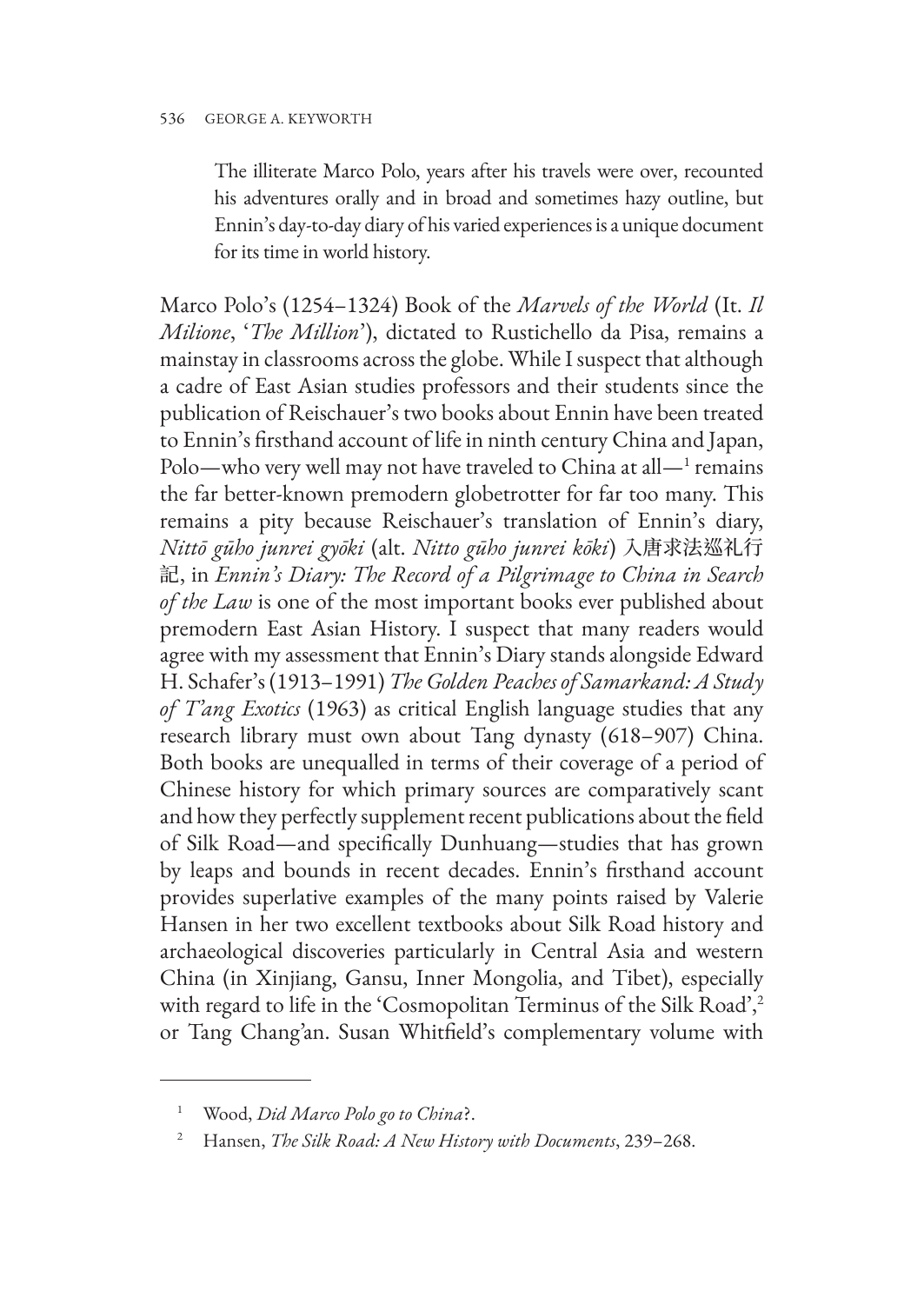> The illiterate Marco Polo, years after his travels were over, recounted his adventures orally and in broad and sometimes hazy outline, but Ennin's day-to-day diary of his varied experiences is a unique document for its time in world history.

Marco Polo's (1254–1324) Book of the *Marvels of the World* (It. *Il Milione*, '*The Million*'), dictated to Rustichello da Pisa, remains a mainstay in classrooms across the globe. While I suspect that although a cadre of East Asian studies professors and their students since the publication of Reischauer's two books about Ennin have been treated to Ennin's firsthand account of life in ninth century China and Japan, Polo—who very well may not have traveled to China at all—[1] remains the far better-known premodern globetrotter for far too many. This remains a pity because Reischauer's translation of Ennin's diary, *Nittō gūho junrei gyōki* (alt. *Nitto gūho junrei kōki*) 入唐求法巡礼行記, in *Ennin's Diary: The Record of a Pilgrimage to China in Search of the Law* is one of the most important books ever published about premodern East Asian History. I suspect that many readers would agree with my assessment that Ennin's Diary stands alongside Edward H. Schafer's (1913–1991) *The Golden Peaches of Samarkand: A Study of T'ang Exotics* (1963) as critical English language studies that any research library must own about Tang dynasty (618–907) China. Both books are unequalled in terms of their coverage of a period of Chinese history for which primary sources are comparatively scant and how they perfectly supplement recent publications about the field of Silk Road—and specifically Dunhuang—studies that has grown by leaps and bounds in recent decades. Ennin's firsthand account provides superlative examples of the many points raised by Valerie Hansen in her two excellent textbooks about Silk Road history and archaeological discoveries particularly in Central Asia and western China (in Xinjiang, Gansu, Inner Mongolia, and Tibet), especially with regard to life in the 'Cosmopolitan Terminus of the Silk Road',[2] or Tang Chang'an. Susan Whitfield's complementary volume with

---

[1] Wood, *Did Marco Polo go to China*?.

[2] Hansen, *The Silk Road: A New History with Documents*, 239–268.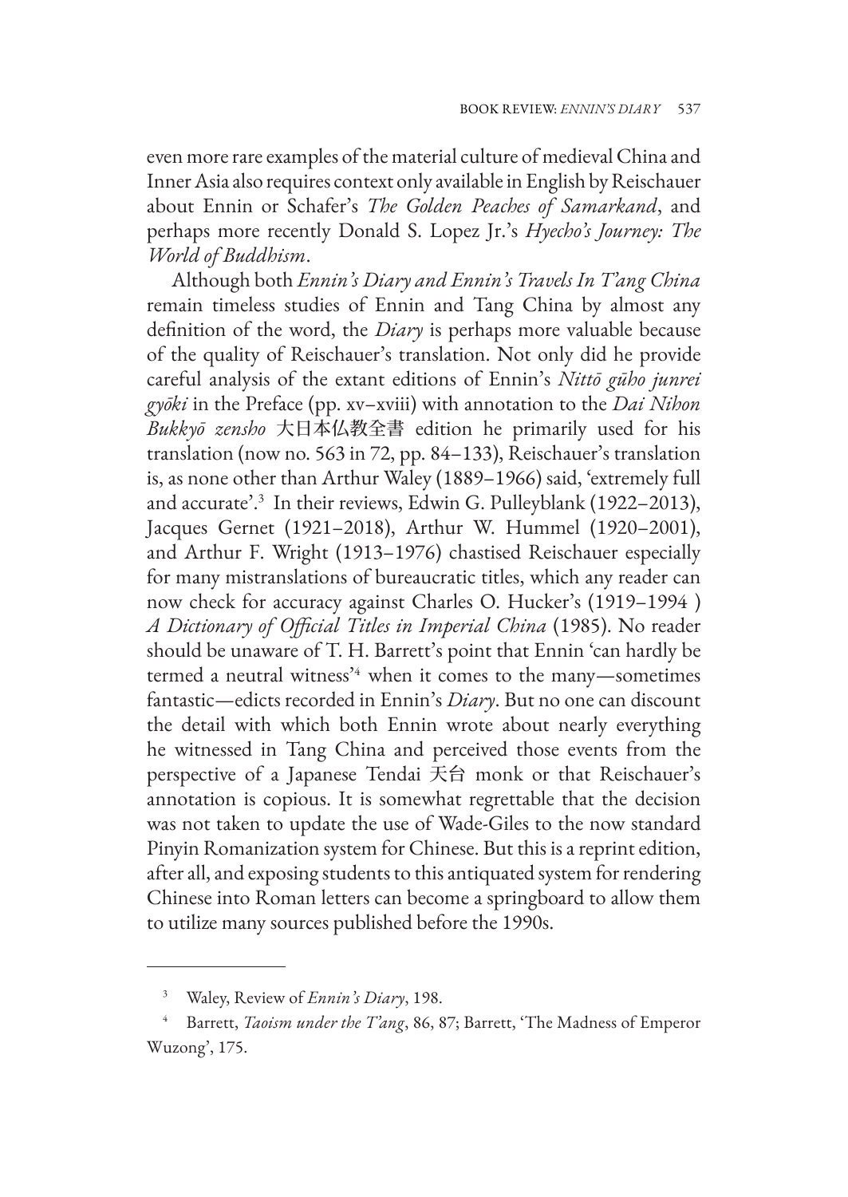even more rare examples of the material culture of medieval China and Inner Asia also requires context only available in English by Reischauer about Ennin or Schafer's *The Golden Peaches of Samarkand*, and perhaps more recently Donald S. Lopez Jr.'s *Hyecho's Journey: The World of Buddhism*.

Although both *Ennin's Diary and Ennin's Travels In T'ang China* remain timeless studies of Ennin and Tang China by almost any definition of the word, the *Diary* is perhaps more valuable because of the quality of Reischauer's translation. Not only did he provide careful analysis of the extant editions of Ennin's *Nittō gūho junrei gyōki* in the Preface (pp. xv–xviii) with annotation to the *Dai Nihon Bukkyō zensho* 大日本仏教全書 edition he primarily used for his translation (now no. 563 in 72, pp. 84–133), Reischauer's translation is, as none other than Arthur Waley (1889–1966) said, 'extremely full and accurate'.[3] In their reviews, Edwin G. Pulleyblank (1922–2013), Jacques Gernet (1921–2018), Arthur W. Hummel (1920–2001), and Arthur F. Wright (1913–1976) chastised Reischauer especially for many mistranslations of bureaucratic titles, which any reader can now check for accuracy against Charles O. Hucker's (1919–1994 ) *A Dictionary of Official Titles in Imperial China* (1985). No reader should be unaware of T. H. Barrett's point that Ennin 'can hardly be termed a neutral witness'[4] when it comes to the many—sometimes fantastic—edicts recorded in Ennin's *Diary*. But no one can discount the detail with which both Ennin wrote about nearly everything he witnessed in Tang China and perceived those events from the perspective of a Japanese Tendai 天台 monk or that Reischauer's annotation is copious. It is somewhat regrettable that the decision was not taken to update the use of Wade-Giles to the now standard Pinyin Romanization system for Chinese. But this is a reprint edition, after all, and exposing students to this antiquated system for rendering Chinese into Roman letters can become a springboard to allow them to utilize many sources published before the 1990s.

---

[3] Waley, Review of *Ennin's Diary*, 198.

[4] Barrett, *Taoism under the T'ang*, 86, 87; Barrett, 'The Madness of Emperor Wuzong', 175.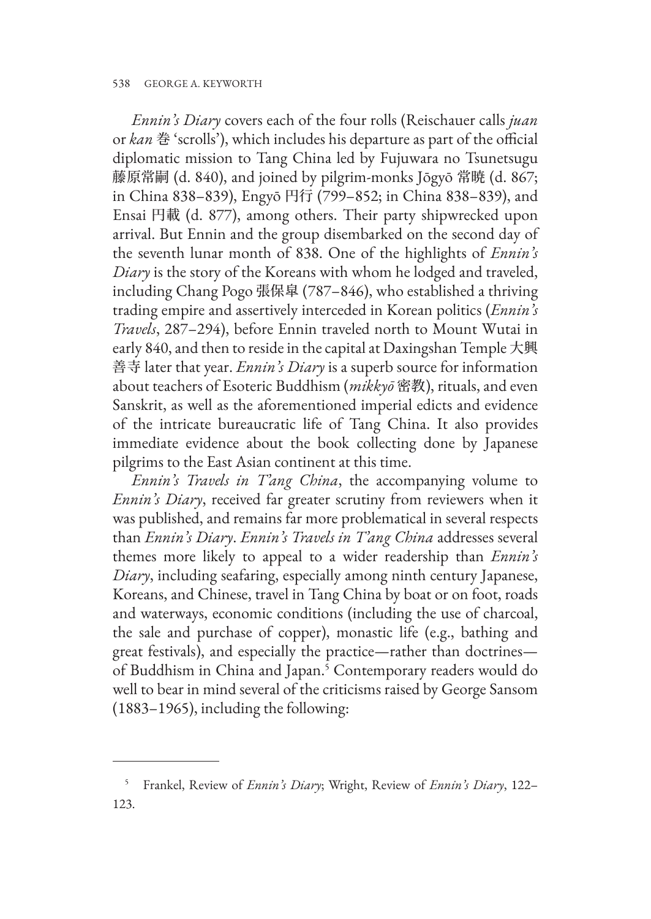*Ennin's Diary* covers each of the four rolls (Reischauer calls *juan* or *kan* 巻 'scrolls'), which includes his departure as part of the official diplomatic mission to Tang China led by Fujuwara no Tsunetsugu 藤原常嗣 (d. 840), and joined by pilgrim-monks Jōgyō 常暁 (d. 867; in China 838–839), Engyō 円行 (799–852; in China 838–839), and Ensai 円載 (d. 877), among others. Their party shipwrecked upon arrival. But Ennin and the group disembarked on the second day of the seventh lunar month of 838. One of the highlights of *Ennin's Diary* is the story of the Koreans with whom he lodged and traveled, including Chang Pogo 張保皐 (787–846), who established a thriving trading empire and assertively interceded in Korean politics (*Ennin's Travels*, 287–294), before Ennin traveled north to Mount Wutai in early 840, and then to reside in the capital at Daxingshan Temple 大興善寺 later that year. *Ennin's Diary* is a superb source for information about teachers of Esoteric Buddhism (*mikkyō* 密教), rituals, and even Sanskrit, as well as the aforementioned imperial edicts and evidence of the intricate bureaucratic life of Tang China. It also provides immediate evidence about the book collecting done by Japanese pilgrims to the East Asian continent at this time.

*Ennin's Travels in T'ang China*, the accompanying volume to *Ennin's Diary*, received far greater scrutiny from reviewers when it was published, and remains far more problematical in several respects than *Ennin's Diary*. *Ennin's Travels in T'ang China* addresses several themes more likely to appeal to a wider readership than *Ennin's Diary*, including seafaring, especially among ninth century Japanese, Koreans, and Chinese, travel in Tang China by boat or on foot, roads and waterways, economic conditions (including the use of charcoal, the sale and purchase of copper), monastic life (e.g., bathing and great festivals), and especially the practice—rather than doctrines—of Buddhism in China and Japan.[5] Contemporary readers would do well to bear in mind several of the criticisms raised by George Sansom (1883–1965), including the following:

[5] Frankel, Review of *Ennin's Diary*; Wright, Review of *Ennin's Diary*, 122–123.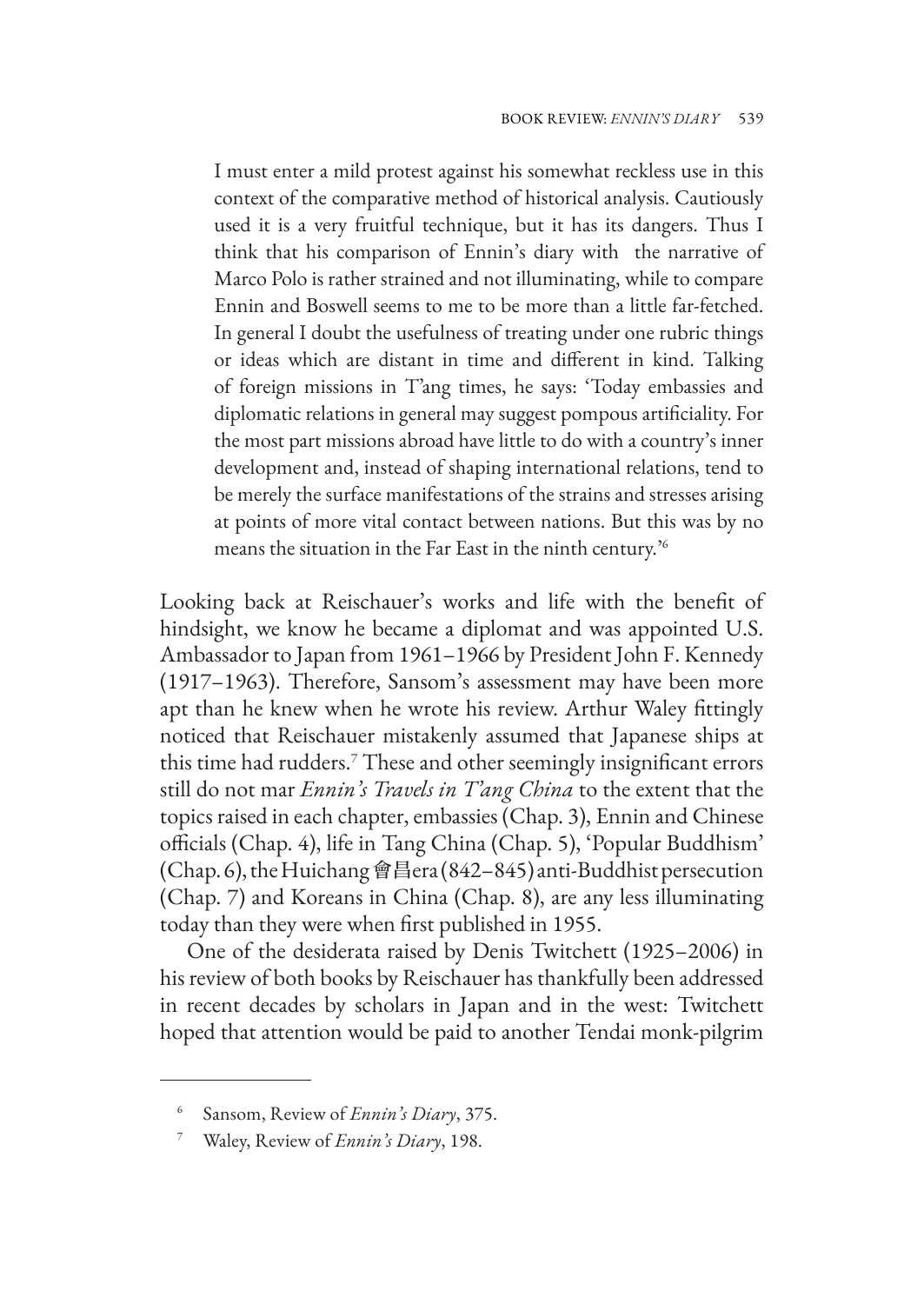> I must enter a mild protest against his somewhat reckless use in this context of the comparative method of historical analysis. Cautiously used it is a very fruitful technique, but it has its dangers. Thus I think that his comparison of Ennin's diary with the narrative of Marco Polo is rather strained and not illuminating, while to compare Ennin and Boswell seems to me to be more than a little far-fetched. In general I doubt the usefulness of treating under one rubric things or ideas which are distant in time and different in kind. Talking of foreign missions in T'ang times, he says: 'Today embassies and diplomatic relations in general may suggest pompous artificiality. For the most part missions abroad have little to do with a country's inner development and, instead of shaping international relations, tend to be merely the surface manifestations of the strains and stresses arising at points of more vital contact between nations. But this was by no means the situation in the Far East in the ninth century.'[6]

Looking back at Reischauer's works and life with the benefit of hindsight, we know he became a diplomat and was appointed U.S. Ambassador to Japan from 1961–1966 by President John F. Kennedy (1917–1963). Therefore, Sansom's assessment may have been more apt than he knew when he wrote his review. Arthur Waley fittingly noticed that Reischauer mistakenly assumed that Japanese ships at this time had rudders.[7] These and other seemingly insignificant errors still do not mar *Ennin's Travels in T'ang China* to the extent that the topics raised in each chapter, embassies (Chap. 3), Ennin and Chinese officials (Chap. 4), life in Tang China (Chap. 5), 'Popular Buddhism' (Chap. 6), the Huichang 會昌 era (842–845) anti-Buddhist persecution (Chap. 7) and Koreans in China (Chap. 8), are any less illuminating today than they were when first published in 1955.

One of the desiderata raised by Denis Twitchett (1925–2006) in his review of both books by Reischauer has thankfully been addressed in recent decades by scholars in Japan and in the west: Twitchett hoped that attention would be paid to another Tendai monk-pilgrim

---

[6] Sansom, Review of *Ennin's Diary*, 375.

[7] Waley, Review of *Ennin's Diary*, 198.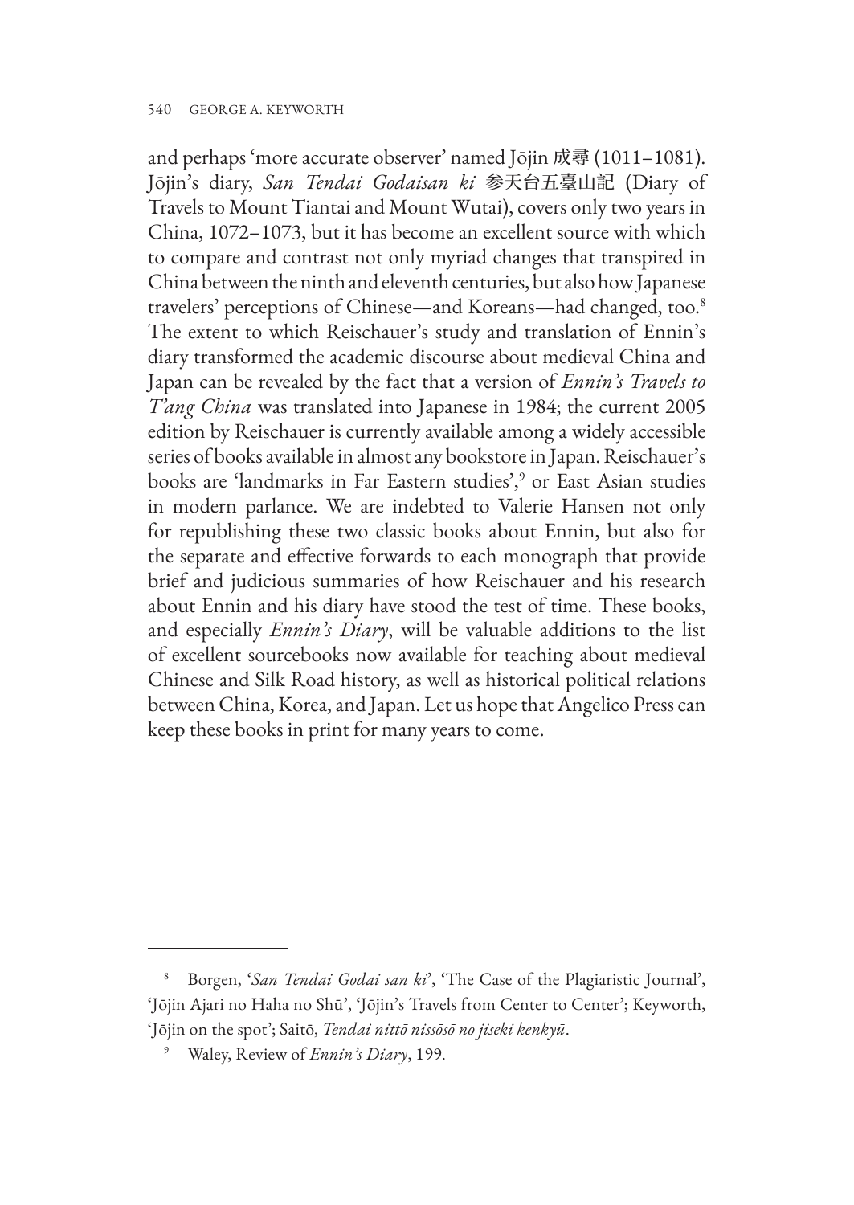and perhaps 'more accurate observer' named Jōjin 成尋 (1011–1081). Jōjin's diary, *San Tendai Godaisan ki* 参天台五臺山記 (Diary of Travels to Mount Tiantai and Mount Wutai), covers only two years in China, 1072–1073, but it has become an excellent source with which to compare and contrast not only myriad changes that transpired in China between the ninth and eleventh centuries, but also how Japanese travelers' perceptions of Chinese—and Koreans—had changed, too.[8] The extent to which Reischauer's study and translation of Ennin's diary transformed the academic discourse about medieval China and Japan can be revealed by the fact that a version of *Ennin's Travels to T'ang China* was translated into Japanese in 1984; the current 2005 edition by Reischauer is currently available among a widely accessible series of books available in almost any bookstore in Japan. Reischauer's books are 'landmarks in Far Eastern studies',[9] or East Asian studies in modern parlance. We are indebted to Valerie Hansen not only for republishing these two classic books about Ennin, but also for the separate and effective forwards to each monograph that provide brief and judicious summaries of how Reischauer and his research about Ennin and his diary have stood the test of time. These books, and especially *Ennin's Diary*, will be valuable additions to the list of excellent sourcebooks now available for teaching about medieval Chinese and Silk Road history, as well as historical political relations between China, Korea, and Japan. Let us hope that Angelico Press can keep these books in print for many years to come.

---

[8] Borgen, '*San Tendai Godai san ki*', 'The Case of the Plagiaristic Journal', 'Jōjin Ajari no Haha no Shū', 'Jōjin's Travels from Center to Center'; Keyworth, 'Jōjin on the spot'; Saitō, *Tendai nittō nissōsō no jiseki kenkyū*.

[9] Waley, Review of *Ennin's Diary*, 199.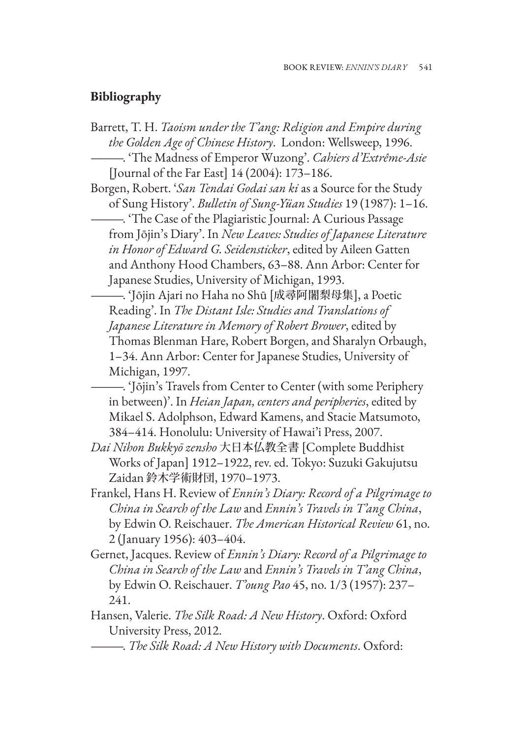## Bibliography

Barrett, T. H. *Taoism under the T'ang: Religion and Empire during the Golden Age of Chinese History*. London: Wellsweep, 1996.

———. 'The Madness of Emperor Wuzong'. *Cahiers d'Extrême-Asie* [Journal of the Far East] 14 (2004): 173–186.

Borgen, Robert. '*San Tendai Godai san ki* as a Source for the Study of Sung History'. *Bulletin of Sung-Yüan Studies* 19 (1987): 1–16.

———. 'The Case of the Plagiaristic Journal: A Curious Passage from Jōjin's Diary'. In *New Leaves: Studies of Japanese Literature in Honor of Edward G. Seidensticker*, edited by Aileen Gatten and Anthony Hood Chambers, 63–88. Ann Arbor: Center for Japanese Studies, University of Michigan, 1993.

———. 'Jōjin Ajari no Haha no Shū [成尋阿闍梨母集], a Poetic Reading'. In *The Distant Isle: Studies and Translations of Japanese Literature in Memory of Robert Brower*, edited by Thomas Blenman Hare, Robert Borgen, and Sharalyn Orbaugh, 1–34. Ann Arbor: Center for Japanese Studies, University of Michigan, 1997.

———. 'Jōjin's Travels from Center to Center (with some Periphery in between)'. In *Heian Japan, centers and peripheries*, edited by Mikael S. Adolphson, Edward Kamens, and Stacie Matsumoto, 384–414. Honolulu: University of Hawai'i Press, 2007.

*Dai Nihon Bukkyō zensho* 大日本仏教全書 [Complete Buddhist Works of Japan] 1912–1922, rev. ed. Tokyo: Suzuki Gakujutsu Zaidan 鈴木学術財団, 1970–1973.

Frankel, Hans H. Review of *Ennin's Diary: Record of a Pilgrimage to China in Search of the Law* and *Ennin's Travels in T'ang China*, by Edwin O. Reischauer. *The American Historical Review* 61, no. 2 (January 1956): 403–404.

Gernet, Jacques. Review of *Ennin's Diary: Record of a Pilgrimage to China in Search of the Law* and *Ennin's Travels in T'ang China*, by Edwin O. Reischauer. *T'oung Pao* 45, no. 1/3 (1957): 237–241.

Hansen, Valerie. *The Silk Road: A New History*. Oxford: Oxford University Press, 2012.

———. *The Silk Road: A New History with Documents*. Oxford: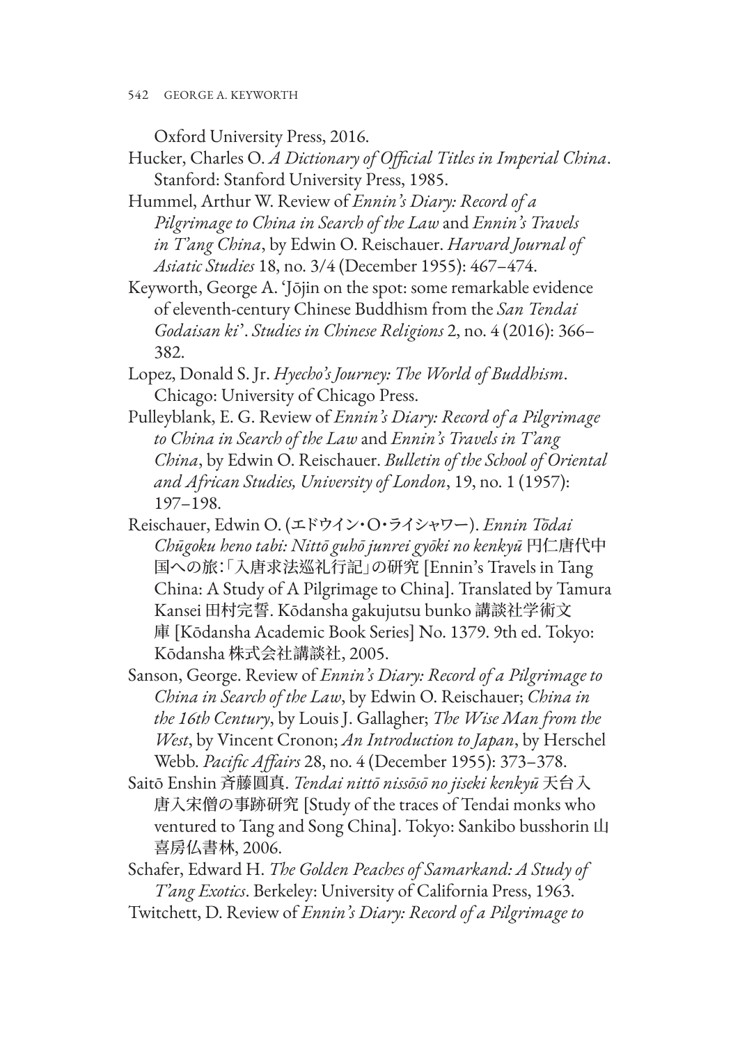Oxford University Press, 2016.

Hucker, Charles O. *A Dictionary of Official Titles in Imperial China*. Stanford: Stanford University Press, 1985.

Hummel, Arthur W. Review of *Ennin's Diary: Record of a Pilgrimage to China in Search of the Law* and *Ennin's Travels in T'ang China*, by Edwin O. Reischauer. *Harvard Journal of Asiatic Studies* 18, no. 3/4 (December 1955): 467–474.

Keyworth, George A. 'Jōjin on the spot: some remarkable evidence of eleventh-century Chinese Buddhism from the *San Tendai Godaisan ki*'. *Studies in Chinese Religions* 2, no. 4 (2016): 366–382.

Lopez, Donald S. Jr. *Hyecho's Journey: The World of Buddhism*. Chicago: University of Chicago Press.

Pulleyblank, E. G. Review of *Ennin's Diary: Record of a Pilgrimage to China in Search of the Law* and *Ennin's Travels in T'ang China*, by Edwin O. Reischauer. *Bulletin of the School of Oriental and African Studies, University of London*, 19, no. 1 (1957): 197–198.

Reischauer, Edwin O. (エドウイン・O・ライシャワー). *Ennin Tōdai Chūgoku heno tabi: Nittō guhō junrei gyōki no kenkyū* 円仁唐代中国への旅:「入唐求法巡礼行記」の研究 [Ennin's Travels in Tang China: A Study of A Pilgrimage to China]. Translated by Tamura Kansei 田村完誓. Kōdansha gakujutsu bunko 講談社学術文庫 [Kōdansha Academic Book Series] No. 1379. 9th ed. Tokyo: Kōdansha 株式会社講談社, 2005.

Sanson, George. Review of *Ennin's Diary: Record of a Pilgrimage to China in Search of the Law*, by Edwin O. Reischauer; *China in the 16th Century*, by Louis J. Gallagher; *The Wise Man from the West*, by Vincent Cronon; *An Introduction to Japan*, by Herschel Webb. *Pacific Affairs* 28, no. 4 (December 1955): 373–378.

Saitō Enshin 斉藤圓真. *Tendai nittō nissōsō no jiseki kenkyū* 天台入唐入宋僧の事跡研究 [Study of the traces of Tendai monks who ventured to Tang and Song China]. Tokyo: Sankibo busshorin 山喜房仏書林, 2006.

Schafer, Edward H. *The Golden Peaches of Samarkand: A Study of T'ang Exotics*. Berkeley: University of California Press, 1963.

Twitchett, D. Review of *Ennin's Diary: Record of a Pilgrimage to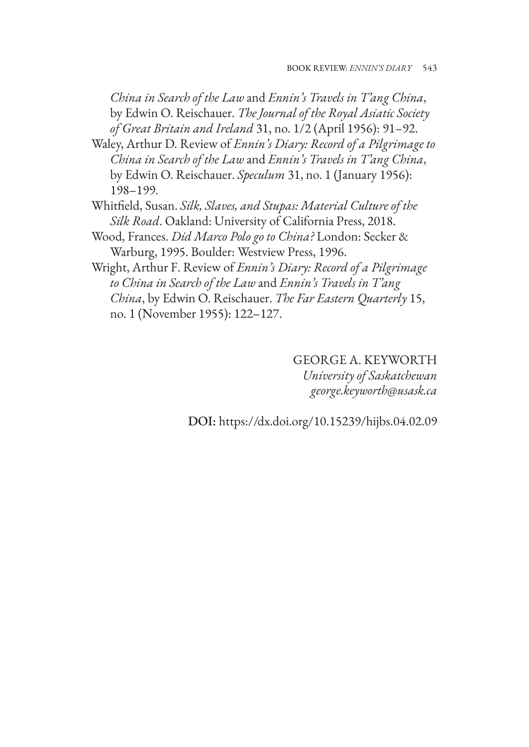*China in Search of the Law* and *Ennin's Travels in T'ang China*, by Edwin O. Reischauer. *The Journal of the Royal Asiatic Society of Great Britain and Ireland* 31, no. 1/2 (April 1956): 91–92.

Waley, Arthur D. Review of *Ennin's Diary: Record of a Pilgrimage to China in Search of the Law* and *Ennin's Travels in T'ang China*, by Edwin O. Reischauer. *Speculum* 31, no. 1 (January 1956): 198–199.

Whitfield, Susan. *Silk, Slaves, and Stupas: Material Culture of the Silk Road*. Oakland: University of California Press, 2018.

Wood, Frances. *Did Marco Polo go to China?* London: Secker & Warburg, 1995. Boulder: Westview Press, 1996.

Wright, Arthur F. Review of *Ennin's Diary: Record of a Pilgrimage to China in Search of the Law* and *Ennin's Travels in T'ang China*, by Edwin O. Reischauer. *The Far Eastern Quarterly* 15, no. 1 (November 1955): 122–127.

GEORGE A. KEYWORTH
*University of Saskatchewan*
*george.keyworth@usask.ca*

**DOI:** https://dx.doi.org/10.15239/hijbs.04.02.09